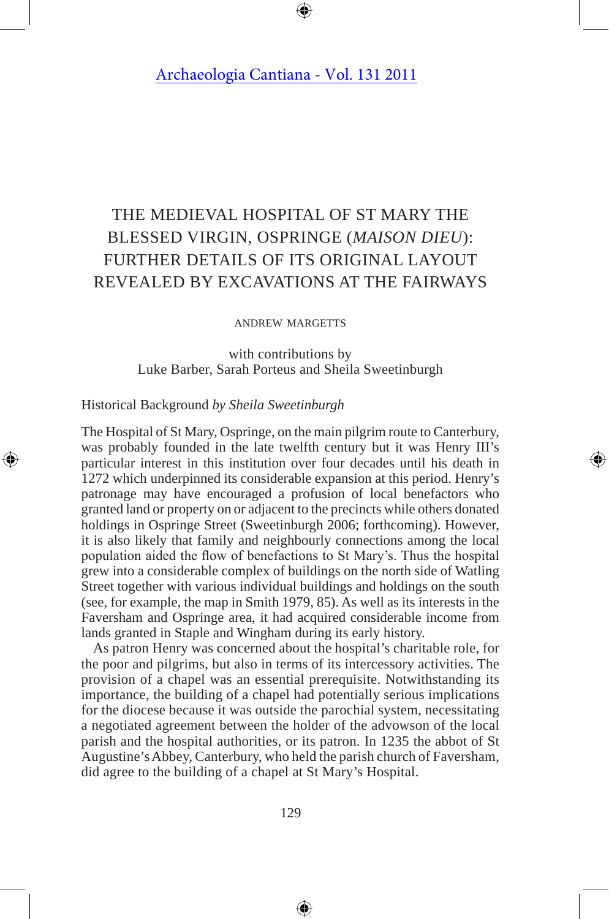Archaeologia Cantiana - Vol. 131 2011

# THE MEDIEVAL HOSPITAL OF ST MARY THE BLESSED VIRGIN, OSPRINGE (*MAISON DIEU*): FURTHER DETAILS OF ITS ORIGINAL LAYOUT REVEALED BY EXCAVATIONS AT THE FAIRWAYS

ANDREW MARGETTS

with contributions by
Luke Barber, Sarah Porteus and Sheila Sweetinburgh

## Historical Background *by Sheila Sweetinburgh*

The Hospital of St Mary, Ospringe, on the main pilgrim route to Canterbury, was probably founded in the late twelfth century but it was Henry III's particular interest in this institution over four decades until his death in 1272 which underpinned its considerable expansion at this period. Henry's patronage may have encouraged a profusion of local benefactors who granted land or property on or adjacent to the precincts while others donated holdings in Ospringe Street (Sweetinburgh 2006; forthcoming). However, it is also likely that family and neighbourly connections among the local population aided the flow of benefactions to St Mary's. Thus the hospital grew into a considerable complex of buildings on the north side of Watling Street together with various individual buildings and holdings on the south (see, for example, the map in Smith 1979, 85). As well as its interests in the Faversham and Ospringe area, it had acquired considerable income from lands granted in Staple and Wingham during its early history.

As patron Henry was concerned about the hospital's charitable role, for the poor and pilgrims, but also in terms of its intercessory activities. The provision of a chapel was an essential prerequisite. Notwithstanding its importance, the building of a chapel had potentially serious implications for the diocese because it was outside the parochial system, necessitating a negotiated agreement between the holder of the advowson of the local parish and the hospital authorities, or its patron. In 1235 the abbot of St Augustine's Abbey, Canterbury, who held the parish church of Faversham, did agree to the building of a chapel at St Mary's Hospital.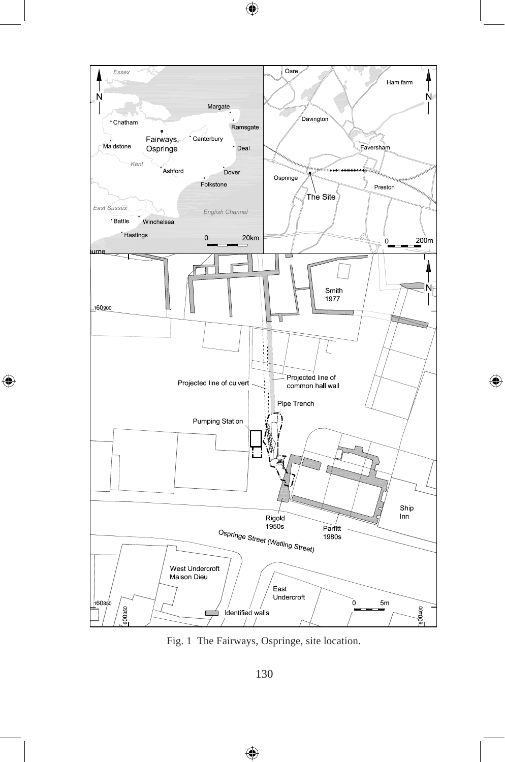Fig. 1 The Fairways, Ospringe, site location.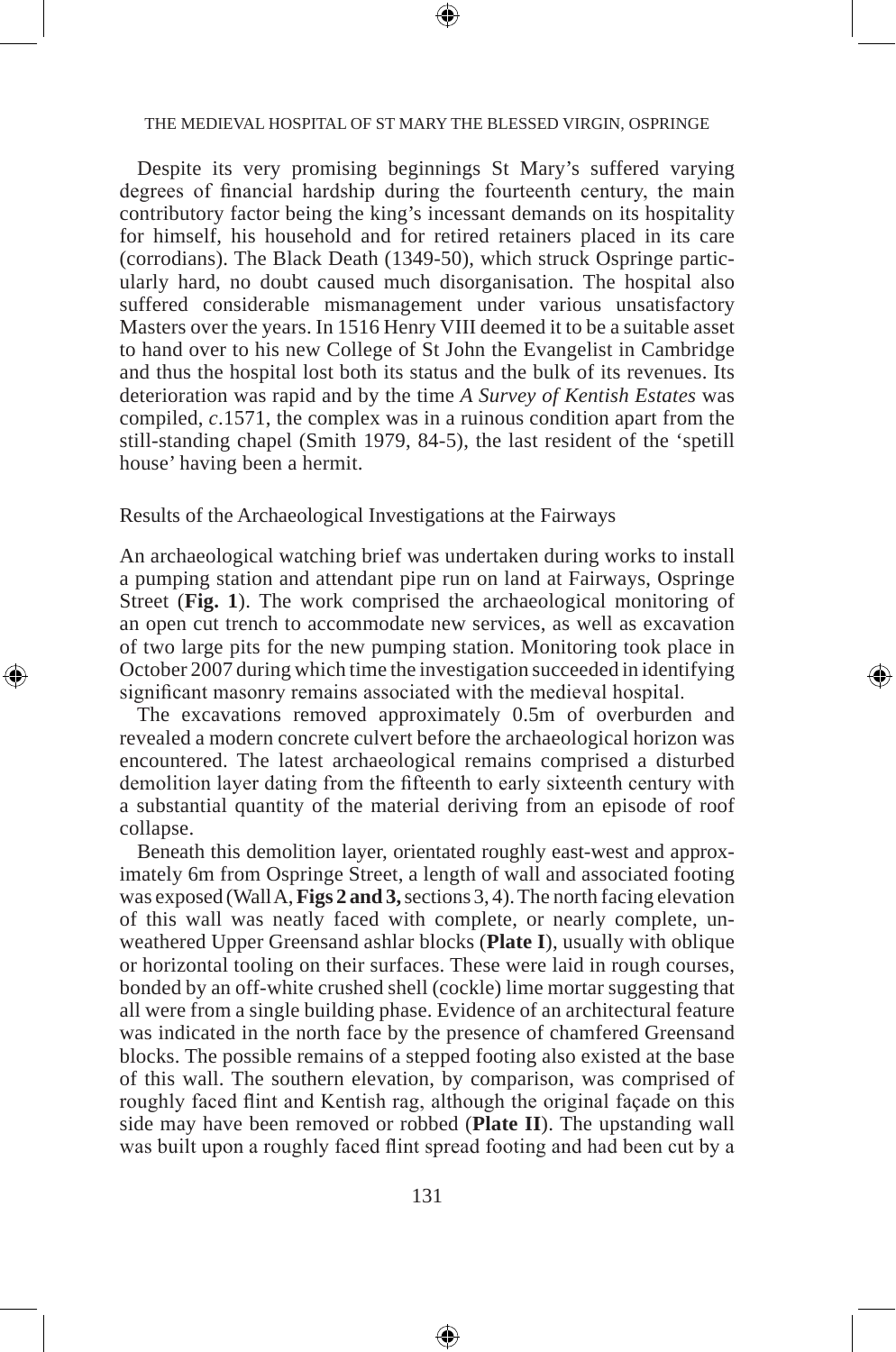Despite its very promising beginnings St Mary's suffered varying degrees of financial hardship during the fourteenth century, the main contributory factor being the king's incessant demands on its hospitality for himself, his household and for retired retainers placed in its care (corrodians). The Black Death (1349-50), which struck Ospringe particularly hard, no doubt caused much disorganisation. The hospital also suffered considerable mismanagement under various unsatisfactory Masters over the years. In 1516 Henry VIII deemed it to be a suitable asset to hand over to his new College of St John the Evangelist in Cambridge and thus the hospital lost both its status and the bulk of its revenues. Its deterioration was rapid and by the time *A Survey of Kentish Estates* was compiled, *c*.1571, the complex was in a ruinous condition apart from the still-standing chapel (Smith 1979, 84-5), the last resident of the 'spetill house' having been a hermit.

## Results of the Archaeological Investigations at the Fairways

An archaeological watching brief was undertaken during works to install a pumping station and attendant pipe run on land at Fairways, Ospringe Street (**Fig. 1**). The work comprised the archaeological monitoring of an open cut trench to accommodate new services, as well as excavation of two large pits for the new pumping station. Monitoring took place in October 2007 during which time the investigation succeeded in identifying significant masonry remains associated with the medieval hospital.

The excavations removed approximately 0.5m of overburden and revealed a modern concrete culvert before the archaeological horizon was encountered. The latest archaeological remains comprised a disturbed demolition layer dating from the fifteenth to early sixteenth century with a substantial quantity of the material deriving from an episode of roof collapse.

Beneath this demolition layer, orientated roughly east-west and approximately 6m from Ospringe Street, a length of wall and associated footing was exposed (Wall A, **Figs 2 and 3,** sections 3, 4). The north facing elevation of this wall was neatly faced with complete, or nearly complete, unweathered Upper Greensand ashlar blocks (**Plate I**), usually with oblique or horizontal tooling on their surfaces. These were laid in rough courses, bonded by an off-white crushed shell (cockle) lime mortar suggesting that all were from a single building phase. Evidence of an architectural feature was indicated in the north face by the presence of chamfered Greensand blocks. The possible remains of a stepped footing also existed at the base of this wall. The southern elevation, by comparison, was comprised of roughly faced flint and Kentish rag, although the original façade on this side may have been removed or robbed (**Plate II**). The upstanding wall was built upon a roughly faced flint spread footing and had been cut by a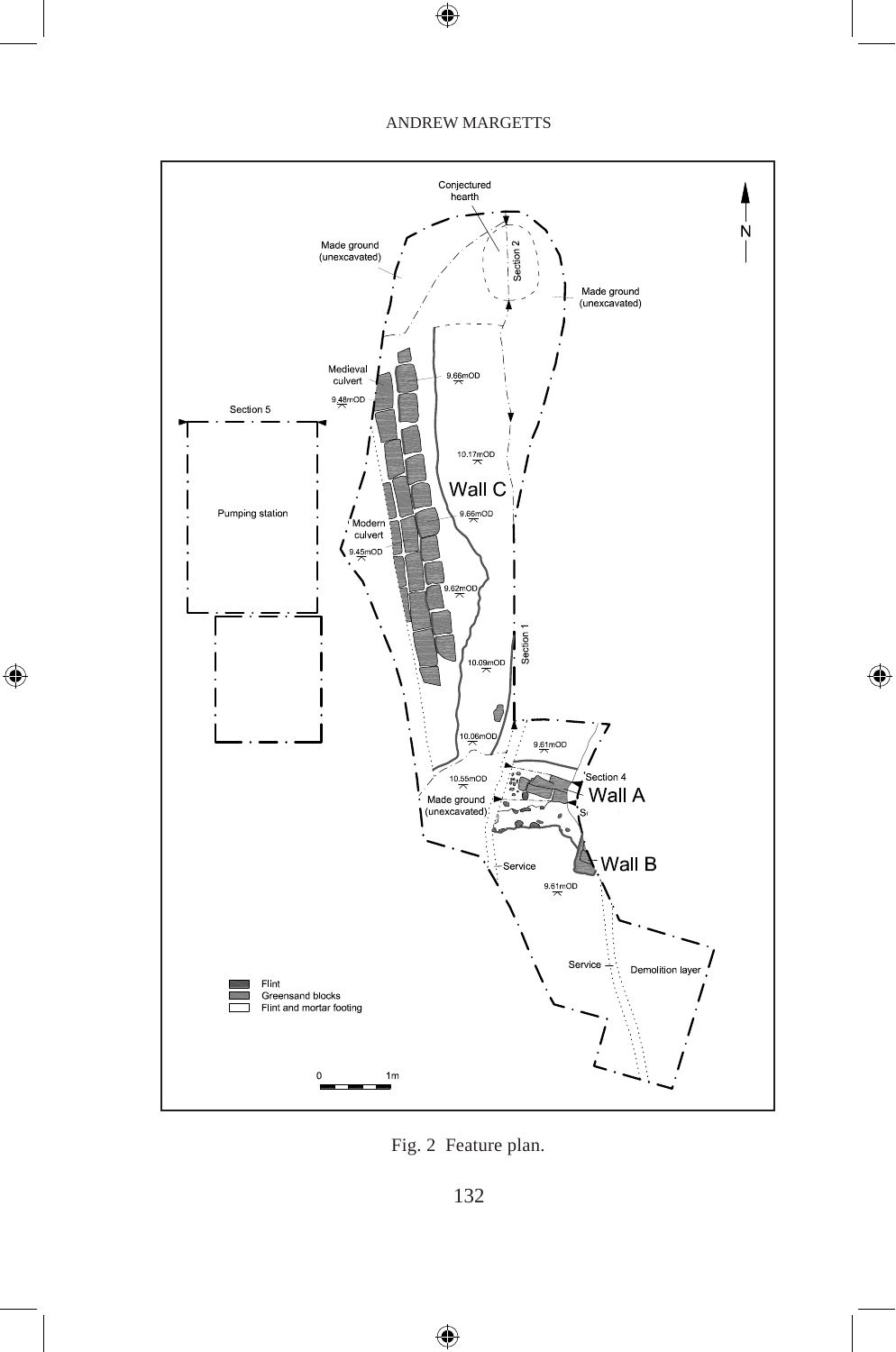Fig. 2 Feature plan.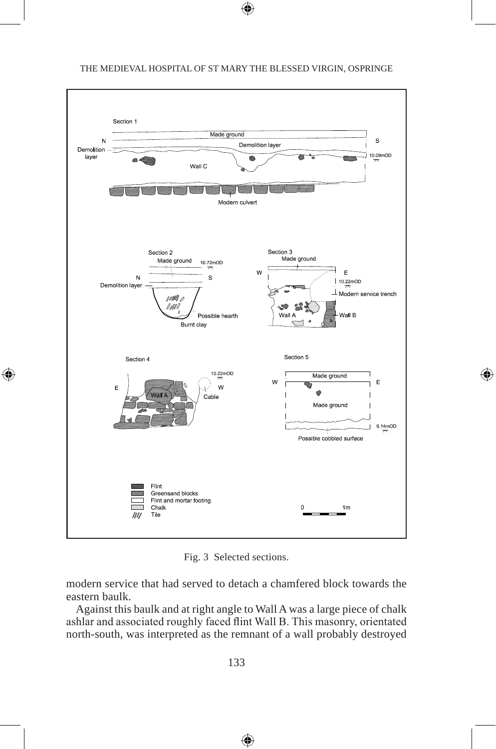Fig. 3 Selected sections.

modern service that had served to detach a chamfered block towards the eastern baulk.

Against this baulk and at right angle to Wall A was a large piece of chalk ashlar and associated roughly faced flint Wall B. This masonry, orientated north-south, was interpreted as the remnant of a wall probably destroyed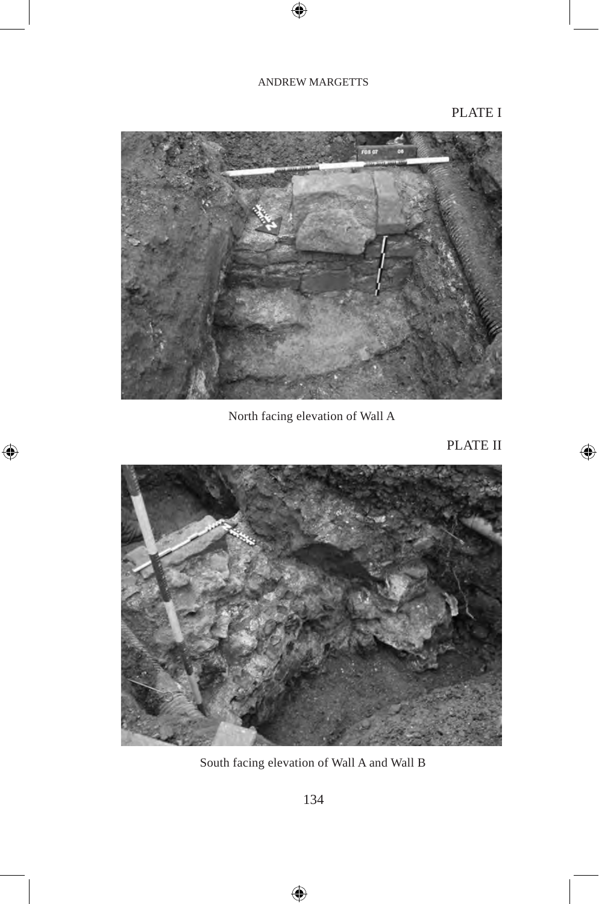PLATE I

North facing elevation of Wall A

PLATE II

South facing elevation of Wall A and Wall B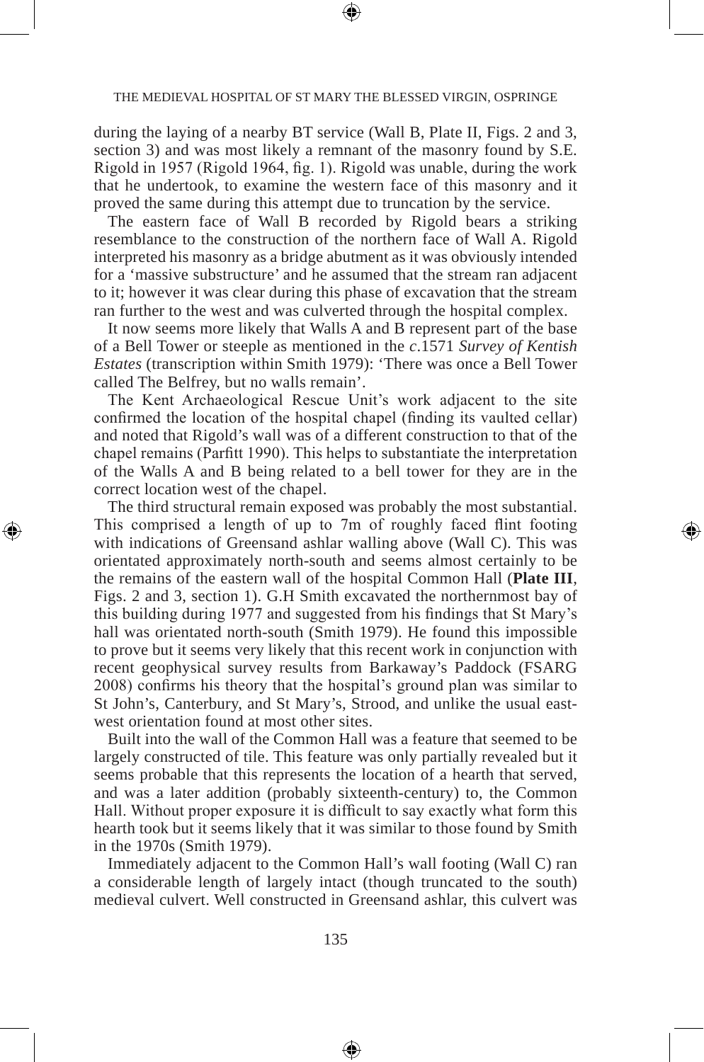during the laying of a nearby BT service (Wall B, Plate II, Figs. 2 and 3, section 3) and was most likely a remnant of the masonry found by S.E. Rigold in 1957 (Rigold 1964, fig. 1). Rigold was unable, during the work that he undertook, to examine the western face of this masonry and it proved the same during this attempt due to truncation by the service.

The eastern face of Wall B recorded by Rigold bears a striking resemblance to the construction of the northern face of Wall A. Rigold interpreted his masonry as a bridge abutment as it was obviously intended for a 'massive substructure' and he assumed that the stream ran adjacent to it; however it was clear during this phase of excavation that the stream ran further to the west and was culverted through the hospital complex.

It now seems more likely that Walls A and B represent part of the base of a Bell Tower or steeple as mentioned in the *c*.1571 *Survey of Kentish Estates* (transcription within Smith 1979): 'There was once a Bell Tower called The Belfrey, but no walls remain'.

The Kent Archaeological Rescue Unit's work adjacent to the site confirmed the location of the hospital chapel (finding its vaulted cellar) and noted that Rigold's wall was of a different construction to that of the chapel remains (Parfitt 1990). This helps to substantiate the interpretation of the Walls A and B being related to a bell tower for they are in the correct location west of the chapel.

The third structural remain exposed was probably the most substantial. This comprised a length of up to 7m of roughly faced flint footing with indications of Greensand ashlar walling above (Wall C). This was orientated approximately north-south and seems almost certainly to be the remains of the eastern wall of the hospital Common Hall (**Plate III**, Figs. 2 and 3, section 1). G.H Smith excavated the northernmost bay of this building during 1977 and suggested from his findings that St Mary's hall was orientated north-south (Smith 1979). He found this impossible to prove but it seems very likely that this recent work in conjunction with recent geophysical survey results from Barkaway's Paddock (FSARG 2008) confirms his theory that the hospital's ground plan was similar to St John's, Canterbury, and St Mary's, Strood, and unlike the usual east-west orientation found at most other sites.

Built into the wall of the Common Hall was a feature that seemed to be largely constructed of tile. This feature was only partially revealed but it seems probable that this represents the location of a hearth that served, and was a later addition (probably sixteenth-century) to, the Common Hall. Without proper exposure it is difficult to say exactly what form this hearth took but it seems likely that it was similar to those found by Smith in the 1970s (Smith 1979).

Immediately adjacent to the Common Hall's wall footing (Wall C) ran a considerable length of largely intact (though truncated to the south) medieval culvert. Well constructed in Greensand ashlar, this culvert was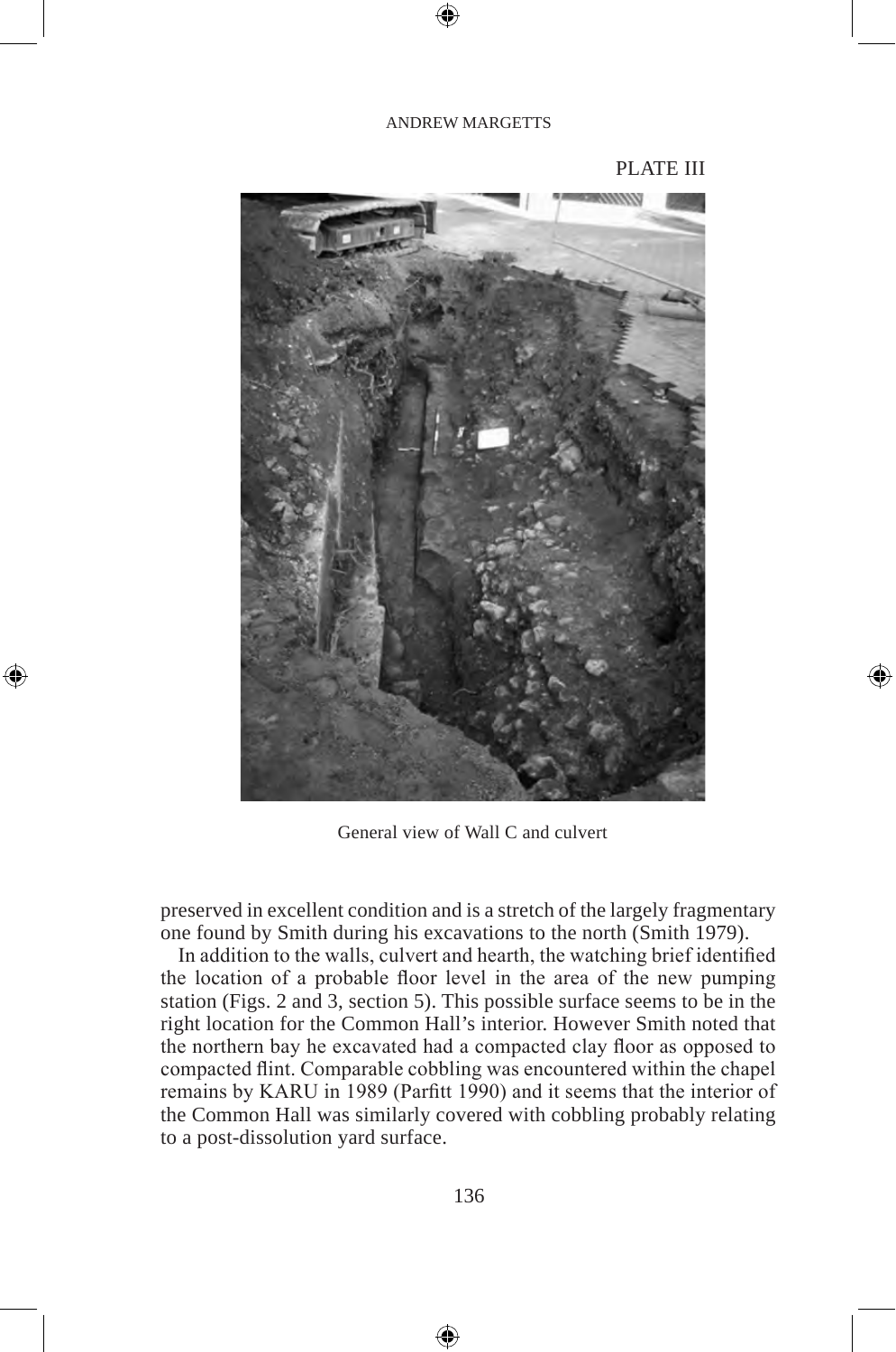PLATE III

General view of Wall C and culvert

preserved in excellent condition and is a stretch of the largely fragmentary one found by Smith during his excavations to the north (Smith 1979).

In addition to the walls, culvert and hearth, the watching brief identified the location of a probable floor level in the area of the new pumping station (Figs. 2 and 3, section 5). This possible surface seems to be in the right location for the Common Hall's interior. However Smith noted that the northern bay he excavated had a compacted clay floor as opposed to compacted flint. Comparable cobbling was encountered within the chapel remains by KARU in 1989 (Parfitt 1990) and it seems that the interior of the Common Hall was similarly covered with cobbling probably relating to a post-dissolution yard surface.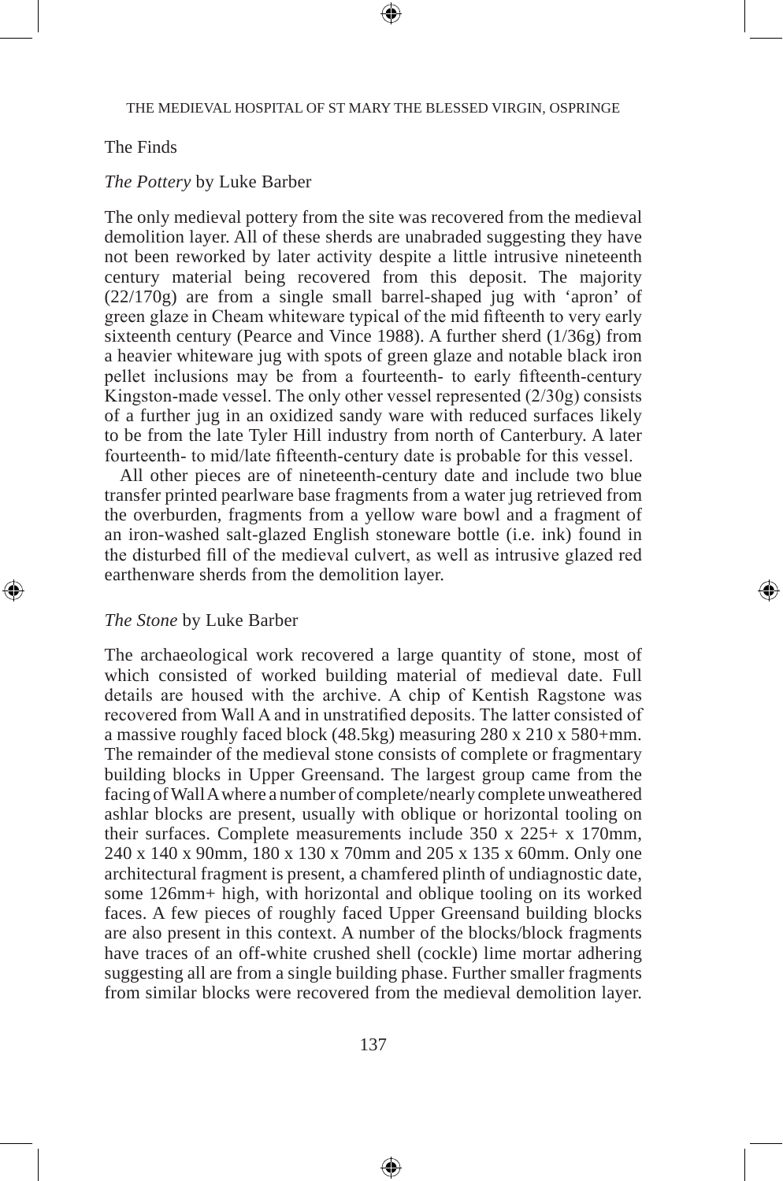## The Finds

### *The Pottery* by Luke Barber

The only medieval pottery from the site was recovered from the medieval demolition layer. All of these sherds are unabraded suggesting they have not been reworked by later activity despite a little intrusive nineteenth century material being recovered from this deposit. The majority (22/170g) are from a single small barrel-shaped jug with 'apron' of green glaze in Cheam whiteware typical of the mid fifteenth to very early sixteenth century (Pearce and Vince 1988). A further sherd (1/36g) from a heavier whiteware jug with spots of green glaze and notable black iron pellet inclusions may be from a fourteenth- to early fifteenth-century Kingston-made vessel. The only other vessel represented (2/30g) consists of a further jug in an oxidized sandy ware with reduced surfaces likely to be from the late Tyler Hill industry from north of Canterbury. A later fourteenth- to mid/late fifteenth-century date is probable for this vessel.

All other pieces are of nineteenth-century date and include two blue transfer printed pearlware base fragments from a water jug retrieved from the overburden, fragments from a yellow ware bowl and a fragment of an iron-washed salt-glazed English stoneware bottle (i.e. ink) found in the disturbed fill of the medieval culvert, as well as intrusive glazed red earthenware sherds from the demolition layer.

### *The Stone* by Luke Barber

The archaeological work recovered a large quantity of stone, most of which consisted of worked building material of medieval date. Full details are housed with the archive. A chip of Kentish Ragstone was recovered from Wall A and in unstratified deposits. The latter consisted of a massive roughly faced block (48.5kg) measuring 280 x 210 x 580+mm. The remainder of the medieval stone consists of complete or fragmentary building blocks in Upper Greensand. The largest group came from the facing of Wall A where a number of complete/nearly complete unweathered ashlar blocks are present, usually with oblique or horizontal tooling on their surfaces. Complete measurements include 350 x 225+ x 170mm, 240 x 140 x 90mm, 180 x 130 x 70mm and 205 x 135 x 60mm. Only one architectural fragment is present, a chamfered plinth of undiagnostic date, some 126mm+ high, with horizontal and oblique tooling on its worked faces. A few pieces of roughly faced Upper Greensand building blocks are also present in this context. A number of the blocks/block fragments have traces of an off-white crushed shell (cockle) lime mortar adhering suggesting all are from a single building phase. Further smaller fragments from similar blocks were recovered from the medieval demolition layer.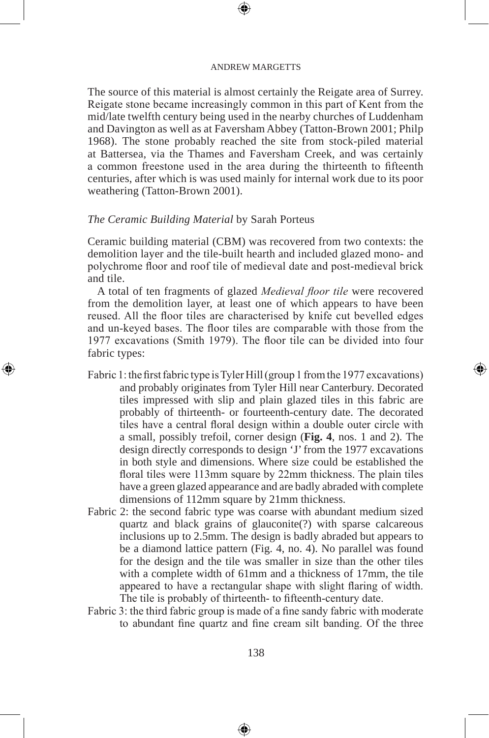The source of this material is almost certainly the Reigate area of Surrey. Reigate stone became increasingly common in this part of Kent from the mid/late twelfth century being used in the nearby churches of Luddenham and Davington as well as at Faversham Abbey (Tatton-Brown 2001; Philp 1968). The stone probably reached the site from stock-piled material at Battersea, via the Thames and Faversham Creek, and was certainly a common freestone used in the area during the thirteenth to fifteenth centuries, after which is was used mainly for internal work due to its poor weathering (Tatton-Brown 2001).

*The Ceramic Building Material* by Sarah Porteus

Ceramic building material (CBM) was recovered from two contexts: the demolition layer and the tile-built hearth and included glazed mono- and polychrome floor and roof tile of medieval date and post-medieval brick and tile.

A total of ten fragments of glazed *Medieval floor tile* were recovered from the demolition layer, at least one of which appears to have been reused. All the floor tiles are characterised by knife cut bevelled edges and un-keyed bases. The floor tiles are comparable with those from the 1977 excavations (Smith 1979). The floor tile can be divided into four fabric types:

Fabric 1: the first fabric type is Tyler Hill (group 1 from the 1977 excavations) and probably originates from Tyler Hill near Canterbury. Decorated tiles impressed with slip and plain glazed tiles in this fabric are probably of thirteenth- or fourteenth-century date. The decorated tiles have a central floral design within a double outer circle with a small, possibly trefoil, corner design (**Fig. 4**, nos. 1 and 2). The design directly corresponds to design 'J' from the 1977 excavations in both style and dimensions. Where size could be established the floral tiles were 113mm square by 22mm thickness. The plain tiles have a green glazed appearance and are badly abraded with complete dimensions of 112mm square by 21mm thickness.

Fabric 2: the second fabric type was coarse with abundant medium sized quartz and black grains of glauconite(?) with sparse calcareous inclusions up to 2.5mm. The design is badly abraded but appears to be a diamond lattice pattern (Fig. 4, no. 4). No parallel was found for the design and the tile was smaller in size than the other tiles with a complete width of 61mm and a thickness of 17mm, the tile appeared to have a rectangular shape with slight flaring of width. The tile is probably of thirteenth- to fifteenth-century date.

Fabric 3: the third fabric group is made of a fine sandy fabric with moderate to abundant fine quartz and fine cream silt banding. Of the three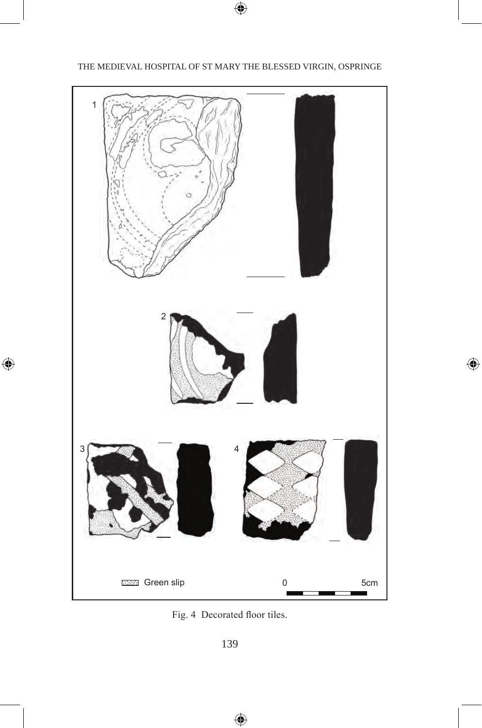Fig. 4  Decorated floor tiles.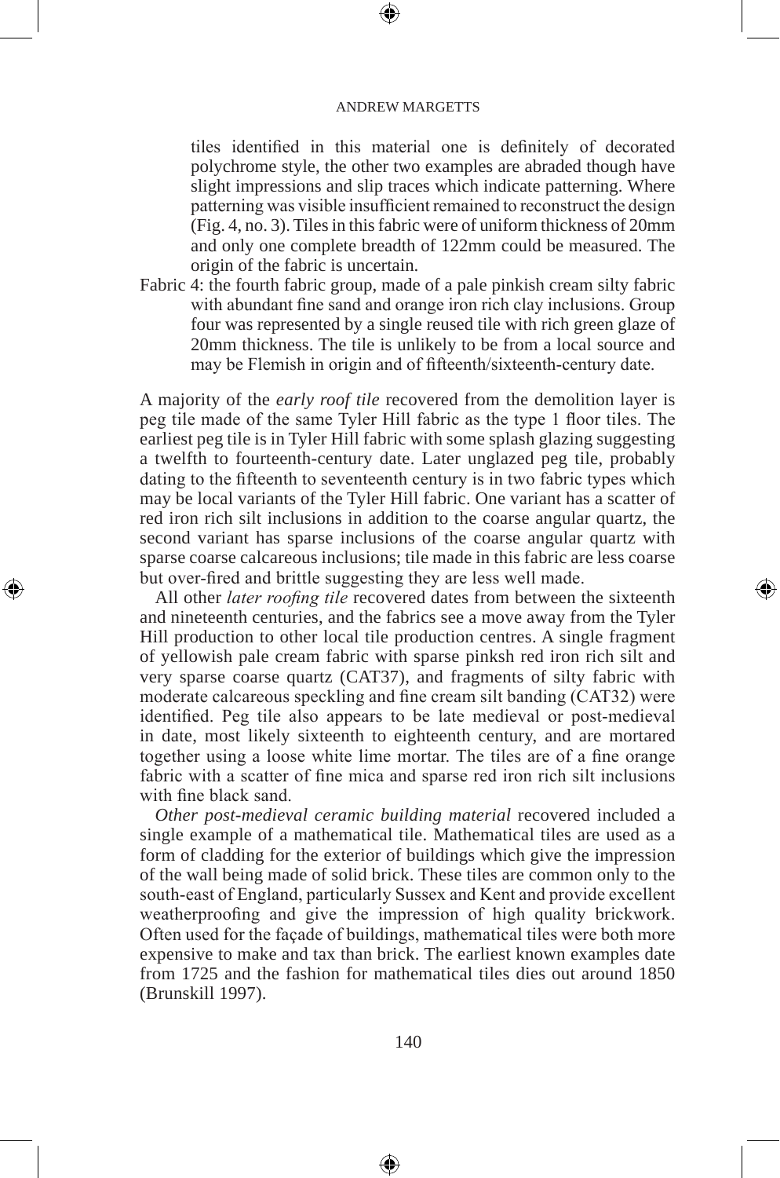tiles identified in this material one is definitely of decorated polychrome style, the other two examples are abraded though have slight impressions and slip traces which indicate patterning. Where patterning was visible insufficient remained to reconstruct the design (Fig. 4, no. 3). Tiles in this fabric were of uniform thickness of 20mm and only one complete breadth of 122mm could be measured. The origin of the fabric is uncertain.

Fabric 4: the fourth fabric group, made of a pale pinkish cream silty fabric with abundant fine sand and orange iron rich clay inclusions. Group four was represented by a single reused tile with rich green glaze of 20mm thickness. The tile is unlikely to be from a local source and may be Flemish in origin and of fifteenth/sixteenth-century date.

A majority of the *early roof tile* recovered from the demolition layer is peg tile made of the same Tyler Hill fabric as the type 1 floor tiles. The earliest peg tile is in Tyler Hill fabric with some splash glazing suggesting a twelfth to fourteenth-century date. Later unglazed peg tile, probably dating to the fifteenth to seventeenth century is in two fabric types which may be local variants of the Tyler Hill fabric. One variant has a scatter of red iron rich silt inclusions in addition to the coarse angular quartz, the second variant has sparse inclusions of the coarse angular quartz with sparse coarse calcareous inclusions; tile made in this fabric are less coarse but over-fired and brittle suggesting they are less well made.

All other *later roofing tile* recovered dates from between the sixteenth and nineteenth centuries, and the fabrics see a move away from the Tyler Hill production to other local tile production centres. A single fragment of yellowish pale cream fabric with sparse pinksh red iron rich silt and very sparse coarse quartz (CAT37), and fragments of silty fabric with moderate calcareous speckling and fine cream silt banding (CAT32) were identified. Peg tile also appears to be late medieval or post-medieval in date, most likely sixteenth to eighteenth century, and are mortared together using a loose white lime mortar. The tiles are of a fine orange fabric with a scatter of fine mica and sparse red iron rich silt inclusions with fine black sand.

*Other post-medieval ceramic building material* recovered included a single example of a mathematical tile. Mathematical tiles are used as a form of cladding for the exterior of buildings which give the impression of the wall being made of solid brick. These tiles are common only to the south-east of England, particularly Sussex and Kent and provide excellent weatherproofing and give the impression of high quality brickwork. Often used for the façade of buildings, mathematical tiles were both more expensive to make and tax than brick. The earliest known examples date from 1725 and the fashion for mathematical tiles dies out around 1850 (Brunskill 1997).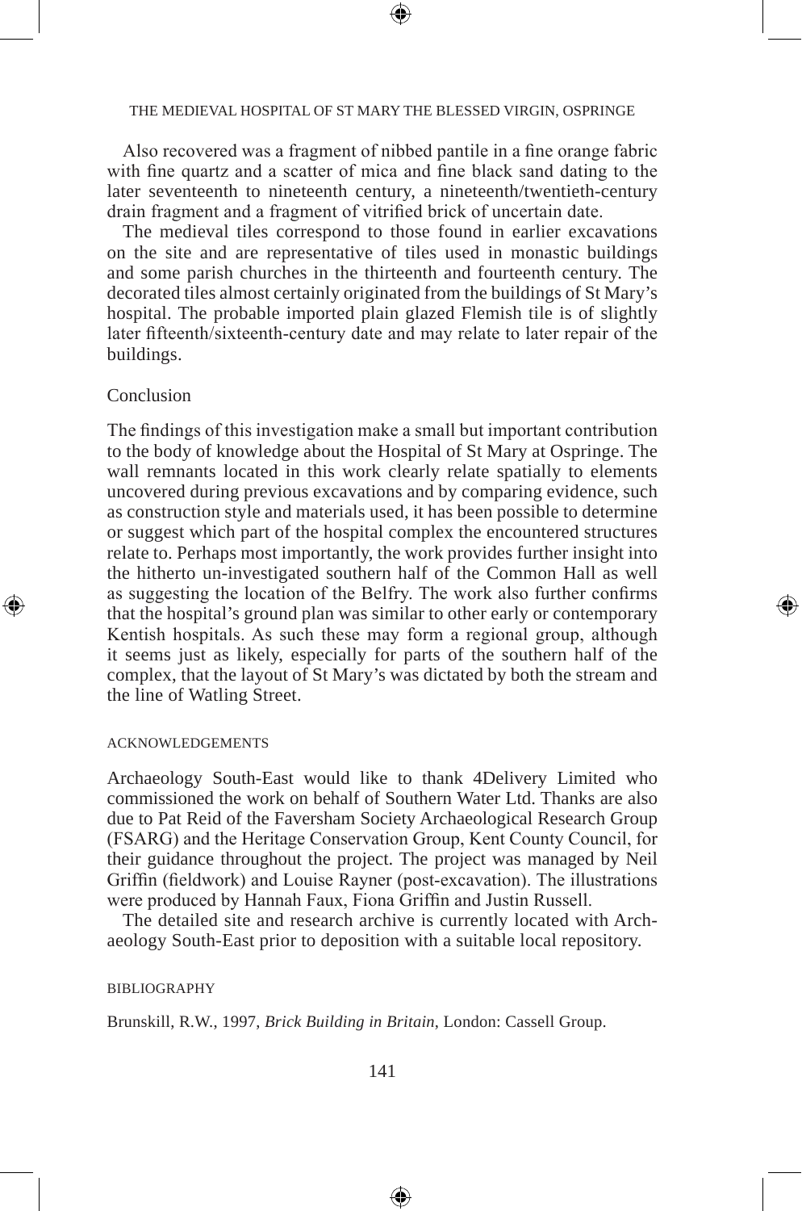Also recovered was a fragment of nibbed pantile in a fine orange fabric with fine quartz and a scatter of mica and fine black sand dating to the later seventeenth to nineteenth century, a nineteenth/twentieth-century drain fragment and a fragment of vitrified brick of uncertain date.

The medieval tiles correspond to those found in earlier excavations on the site and are representative of tiles used in monastic buildings and some parish churches in the thirteenth and fourteenth century. The decorated tiles almost certainly originated from the buildings of St Mary's hospital. The probable imported plain glazed Flemish tile is of slightly later fifteenth/sixteenth-century date and may relate to later repair of the buildings.

### Conclusion

The findings of this investigation make a small but important contribution to the body of knowledge about the Hospital of St Mary at Ospringe. The wall remnants located in this work clearly relate spatially to elements uncovered during previous excavations and by comparing evidence, such as construction style and materials used, it has been possible to determine or suggest which part of the hospital complex the encountered structures relate to. Perhaps most importantly, the work provides further insight into the hitherto un-investigated southern half of the Common Hall as well as suggesting the location of the Belfry. The work also further confirms that the hospital's ground plan was similar to other early or contemporary Kentish hospitals. As such these may form a regional group, although it seems just as likely, especially for parts of the southern half of the complex, that the layout of St Mary's was dictated by both the stream and the line of Watling Street.

## ACKNOWLEDGEMENTS

Archaeology South-East would like to thank 4Delivery Limited who commissioned the work on behalf of Southern Water Ltd. Thanks are also due to Pat Reid of the Faversham Society Archaeological Research Group (FSARG) and the Heritage Conservation Group, Kent County Council, for their guidance throughout the project. The project was managed by Neil Griffin (fieldwork) and Louise Rayner (post-excavation). The illustrations were produced by Hannah Faux, Fiona Griffin and Justin Russell.

The detailed site and research archive is currently located with Archaeology South-East prior to deposition with a suitable local repository.

## BIBLIOGRAPHY

Brunskill, R.W., 1997, *Brick Building in Britain*, London: Cassell Group.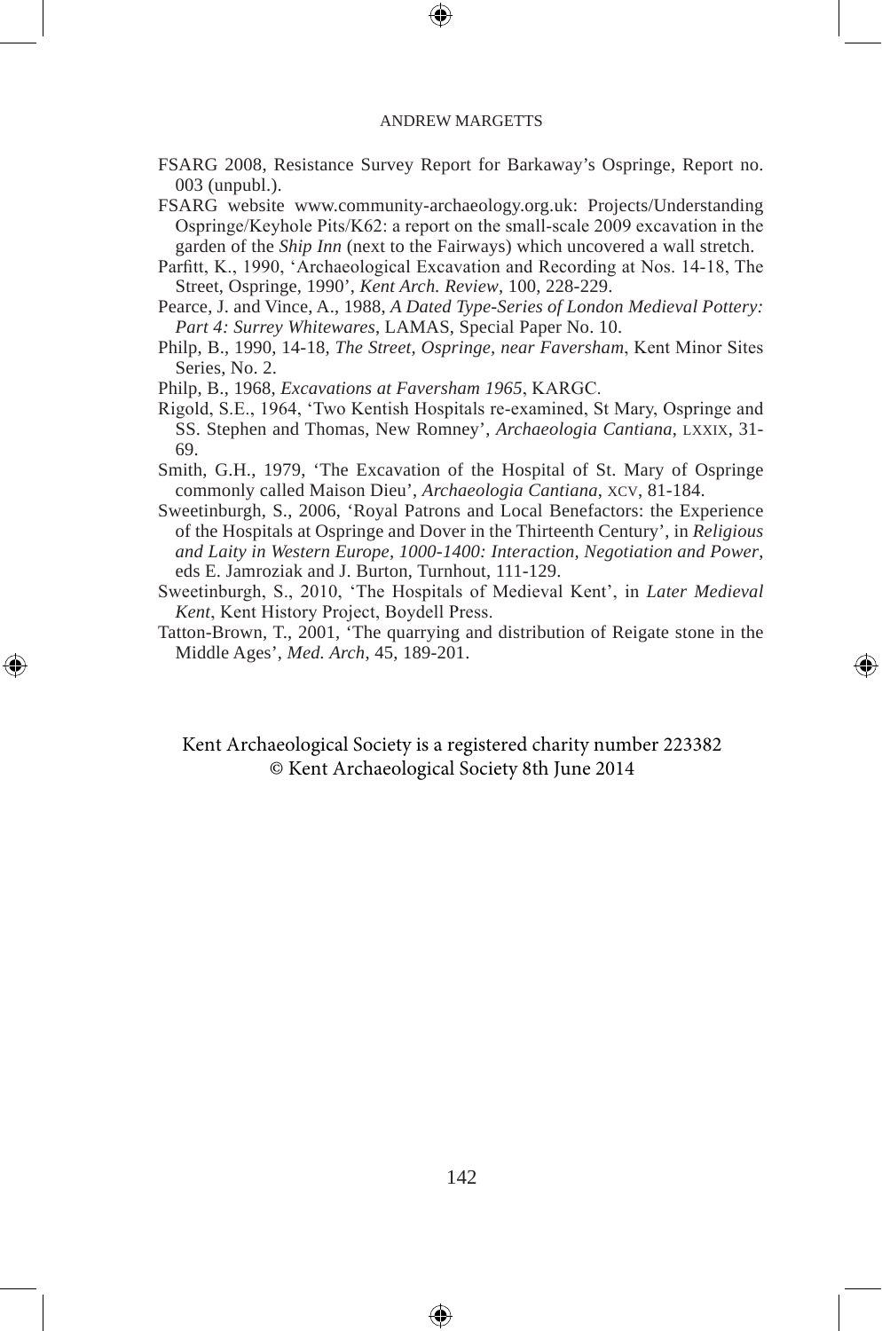FSARG 2008, Resistance Survey Report for Barkaway's Ospringe, Report no. 003 (unpubl.).

FSARG website www.community-archaeology.org.uk: Projects/Understanding Ospringe/Keyhole Pits/K62: a report on the small-scale 2009 excavation in the garden of the *Ship Inn* (next to the Fairways) which uncovered a wall stretch.

Parfitt, K., 1990, 'Archaeological Excavation and Recording at Nos. 14-18, The Street, Ospringe, 1990', *Kent Arch. Review*, 100, 228-229.

Pearce, J. and Vince, A., 1988, *A Dated Type-Series of London Medieval Pottery: Part 4: Surrey Whitewares*, LAMAS, Special Paper No. 10.

Philp, B., 1990, 14-18, *The Street, Ospringe, near Faversham*, Kent Minor Sites Series, No. 2.

Philp, B., 1968, *Excavations at Faversham 1965*, KARGC.

Rigold, S.E., 1964, 'Two Kentish Hospitals re-examined, St Mary, Ospringe and SS. Stephen and Thomas, New Romney', *Archaeologia Cantiana*, LXXIX, 31-69.

Smith, G.H., 1979, 'The Excavation of the Hospital of St. Mary of Ospringe commonly called Maison Dieu', *Archaeologia Cantiana*, XCV, 81-184.

Sweetinburgh, S., 2006, 'Royal Patrons and Local Benefactors: the Experience of the Hospitals at Ospringe and Dover in the Thirteenth Century', in *Religious and Laity in Western Europe, 1000-1400: Interaction, Negotiation and Power*, eds E. Jamroziak and J. Burton, Turnhout, 111-129.

Sweetinburgh, S., 2010, 'The Hospitals of Medieval Kent', in *Later Medieval Kent*, Kent History Project, Boydell Press.

Tatton-Brown, T., 2001, 'The quarrying and distribution of Reigate stone in the Middle Ages', *Med. Arch*, 45, 189-201.

Kent Archaeological Society is a registered charity number 223382
© Kent Archaeological Society 8th June 2014